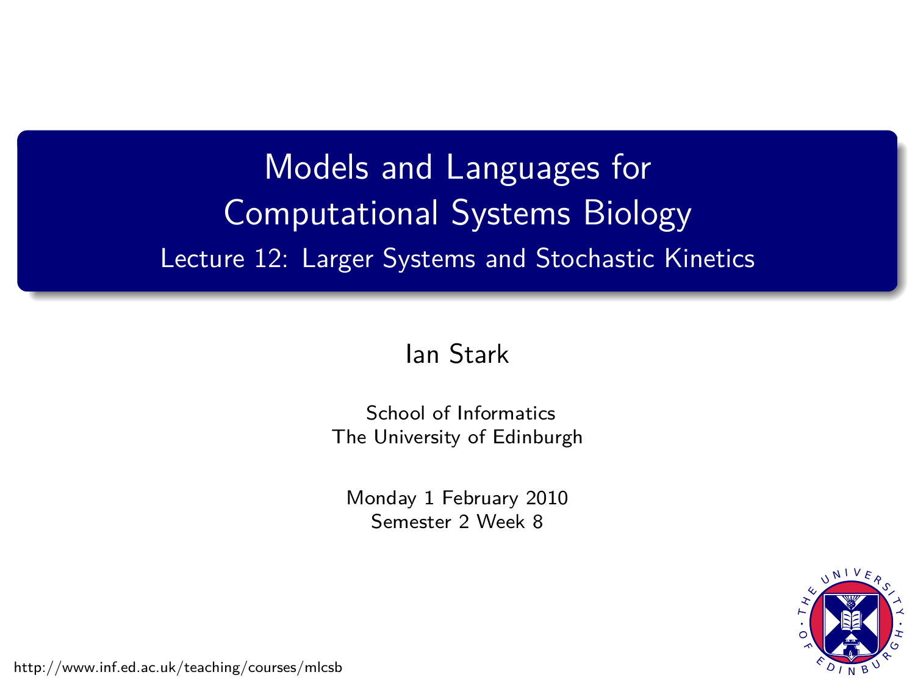# Models and Languages for Computational Systems Biology

## Lecture 12: Larger Systems and Stochastic Kinetics

Ian Stark

School of Informatics
The University of Edinburgh

Monday 1 February 2010
Semester 2 Week 8

http://www.inf.ed.ac.uk/teaching/courses/mlcsb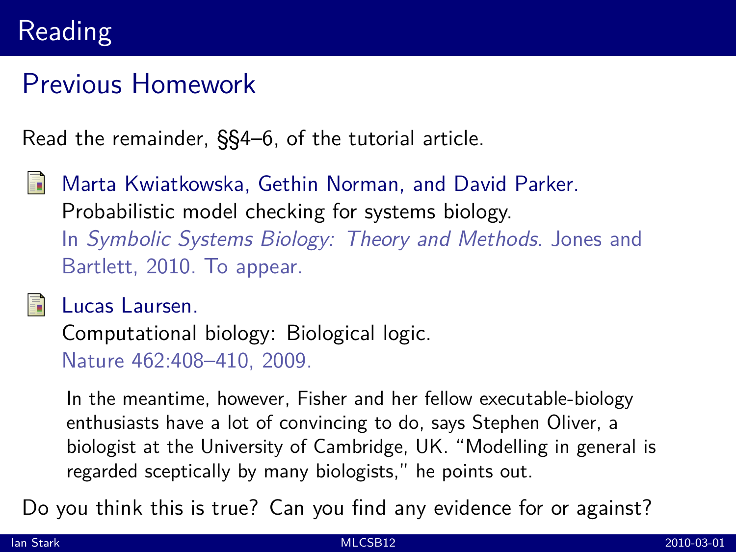# Reading

## Previous Homework

Read the remainder, §§4–6, of the tutorial article.

- Marta Kwiatkowska, Gethin Norman, and David Parker.
  Probabilistic model checking for systems biology.
  In *Symbolic Systems Biology: Theory and Methods*. Jones and Bartlett, 2010. To appear.

- Lucas Laursen.
  Computational biology: Biological logic.
  Nature 462:408–410, 2009.

> In the meantime, however, Fisher and her fellow executable-biology enthusiasts have a lot of convincing to do, says Stephen Oliver, a biologist at the University of Cambridge, UK. "Modelling in general is regarded sceptically by many biologists," he points out.

Do you think this is true? Can you find any evidence for or against?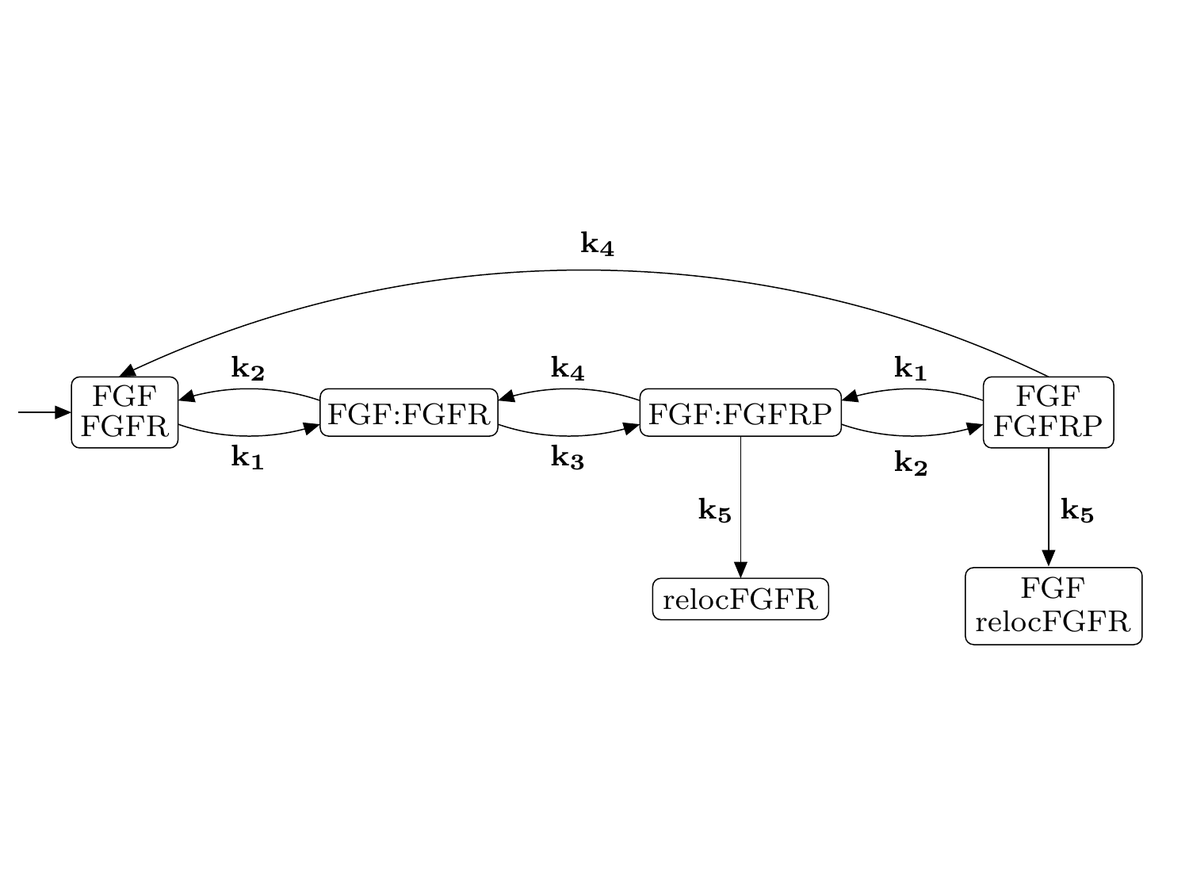$\mathbf{k_4}$

FGF
FGFR

$\mathbf{k_2}$

$\mathbf{k_1}$

FGF:FGFR

$\mathbf{k_4}$

$\mathbf{k_3}$

FGF:FGFRP

$\mathbf{k_1}$

$\mathbf{k_2}$

FGF
FGFRP

$\mathbf{k_5}$

relocFGFR

$\mathbf{k_5}$

FGF
relocFGFR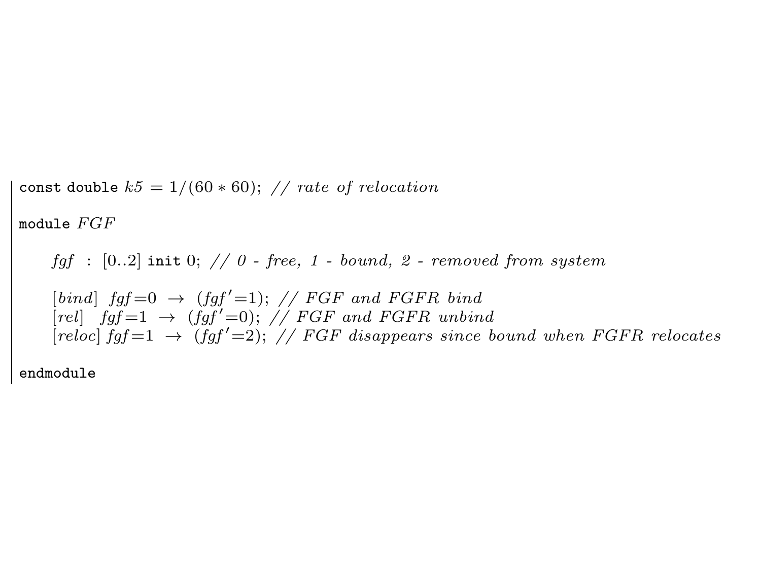```
const double k5 = 1/(60*60); // rate of relocation

module FGF

    fgf : [0..2] init 0; // 0 - free, 1 - bound, 2 - removed from system

    [bind]  fgf=0 -> (fgf'=1); // FGF and FGFR bind
    [rel]   fgf=1 -> (fgf'=0); // FGF and FGFR unbind
    [reloc] fgf=1 -> (fgf'=2); // FGF disappears since bound when FGFR relocates

endmodule
```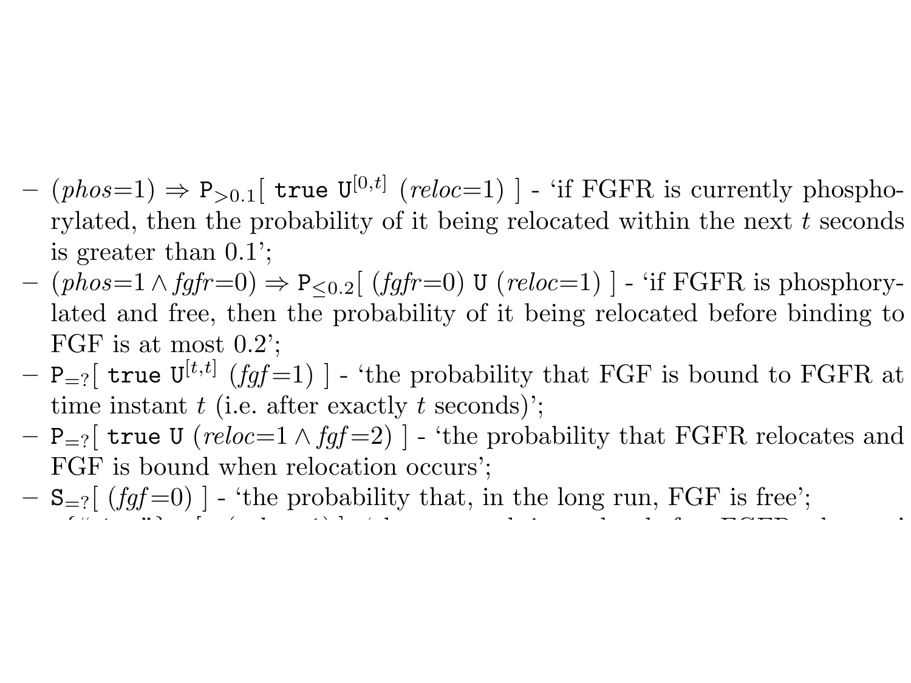- $(phos{=}1) \Rightarrow \mathtt{P}_{>0.1}[\ \mathtt{true}\ \mathtt{U}^{[0,t]}\ (reloc{=}1)\ ]$ - 'if FGFR is currently phosphorylated, then the probability of it being relocated within the next $t$ seconds is greater than 0.1';
- $(phos{=}1 \wedge fgfr{=}0) \Rightarrow \mathtt{P}_{\leq 0.2}[\ (fgfr{=}0)\ \mathtt{U}\ (reloc{=}1)\ ]$ - 'if FGFR is phosphorylated and free, then the probability of it being relocated before binding to FGF is at most 0.2';
- $\mathtt{P}_{=?}[\ \mathtt{true}\ \mathtt{U}^{[t,t]}\ (fgf{=}1)\ ]$ - 'the probability that FGF is bound to FGFR at time instant $t$ (i.e. after exactly $t$ seconds)';
- $\mathtt{P}_{=?}[\ \mathtt{true}\ \mathtt{U}\ (reloc{=}1 \wedge fgf{=}2)\ ]$ - 'the probability that FGFR relocates and FGF is bound when relocation occurs';
- $\mathtt{S}_{=?}[\ (fgf{=}0)\ ]$ - 'the probability that, in the long run, FGF is free';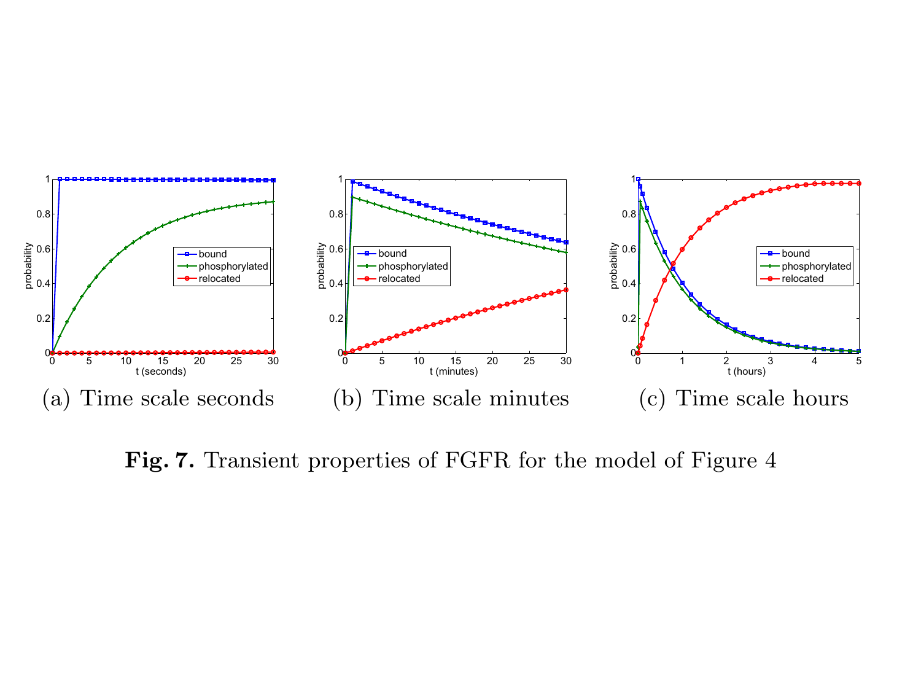(a) Time scale seconds

(b) Time scale minutes

(c) Time scale hours

**Fig. 7.** Transient properties of FGFR for the model of Figure 4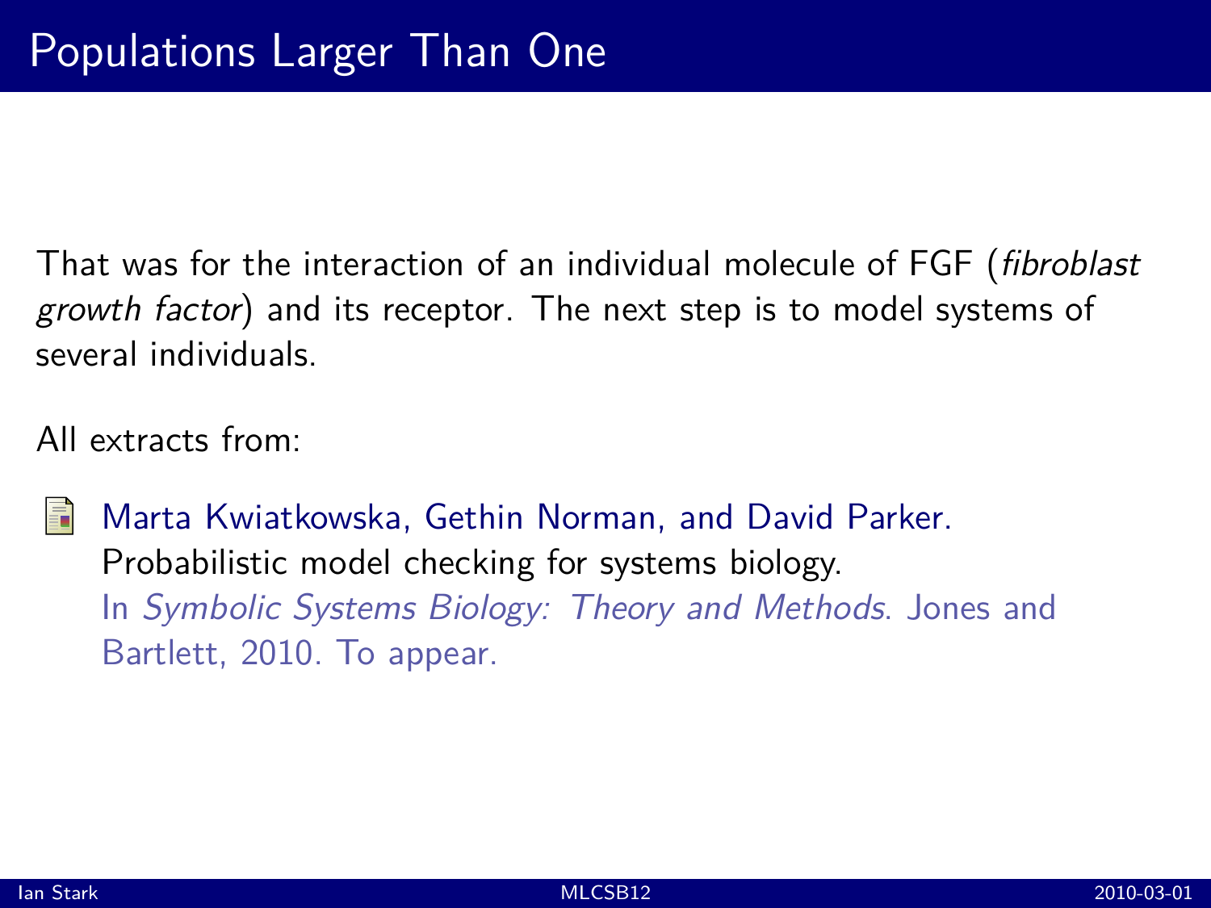# Populations Larger Than One

That was for the interaction of an individual molecule of FGF (*fibroblast growth factor*) and its receptor. The next step is to model systems of several individuals.

All extracts from:

Marta Kwiatkowska, Gethin Norman, and David Parker.
Probabilistic model checking for systems biology.
In *Symbolic Systems Biology: Theory and Methods*. Jones and Bartlett, 2010. To appear.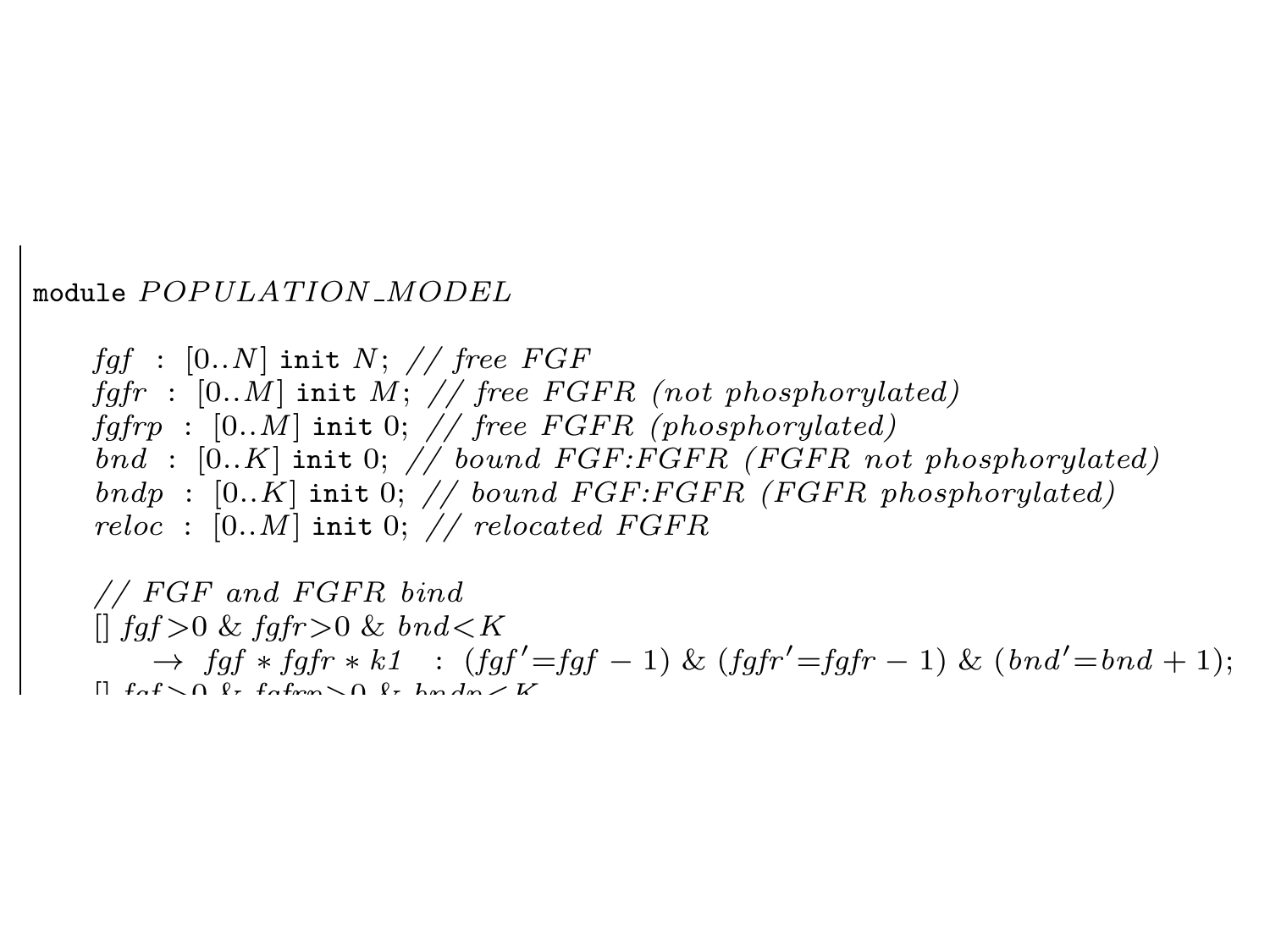```
module POPULATION_MODEL

    fgf : [0..N] init N; // free FGF
    fgfr : [0..M] init M; // free FGFR (not phosphorylated)
    fgfrp : [0..M] init 0; // free FGFR (phosphorylated)
    bnd : [0..K] init 0; // bound FGF:FGFR (FGFR not phosphorylated)
    bndp : [0..K] init 0; // bound FGF:FGFR (FGFR phosphorylated)
    reloc : [0..M] init 0; // relocated FGFR

    // FGF and FGFR bind
    [] fgf>0 & fgfr>0 & bnd<K
        → fgf * fgfr * k1 : (fgf'=fgf − 1) & (fgfr'=fgfr − 1) & (bnd'=bnd + 1);
```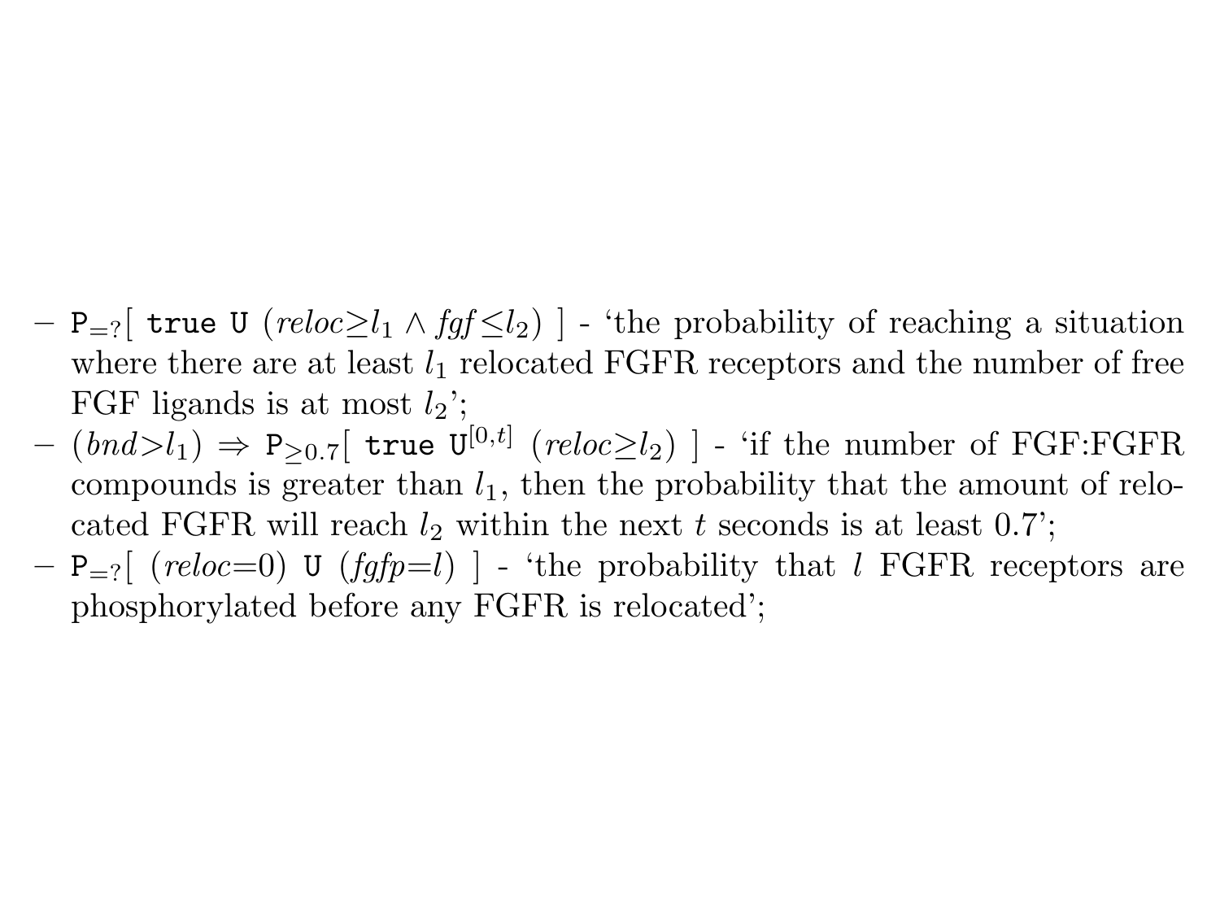- $\mathtt{P}_{=?}[\ \mathtt{true}\ \mathtt{U}\ (reloc{\geq}l_1 \wedge fgf{\leq}l_2)\ ]$ - 'the probability of reaching a situation where there are at least $l_1$ relocated FGFR receptors and the number of free FGF ligands is at most $l_2$';
- $(bnd{>}l_1) \Rightarrow \mathtt{P}_{\geq 0.7}[\ \mathtt{true}\ \mathtt{U}^{[0,t]}\ (reloc{\geq}l_2)\ ]$ - 'if the number of FGF:FGFR compounds is greater than $l_1$, then the probability that the amount of relocated FGFR will reach $l_2$ within the next $t$ seconds is at least 0.7';
- $\mathtt{P}_{=?}[\ (reloc{=}0)\ \mathtt{U}\ (fgfp{=}l)\ ]$ - 'the probability that $l$ FGFR receptors are phosphorylated before any FGFR is relocated';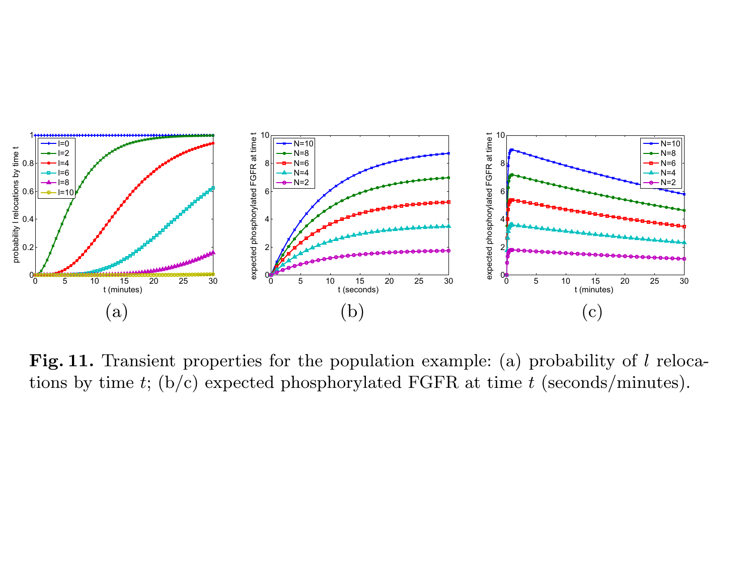**Fig. 11.** Transient properties for the population example: (a) probability of $l$ relocations by time $t$; (b/c) expected phosphorylated FGFR at time $t$ (seconds/minutes).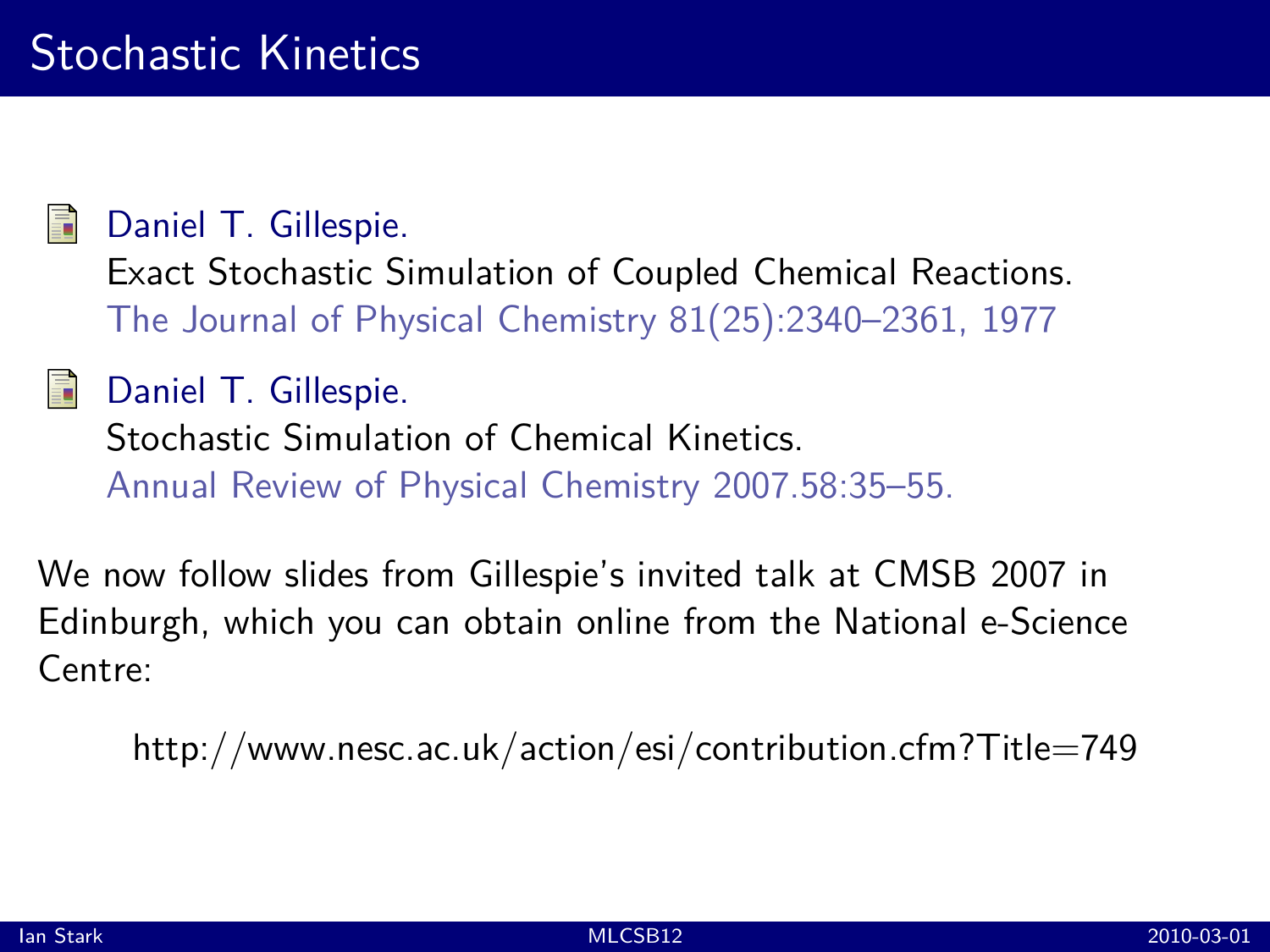# Stochastic Kinetics

- Daniel T. Gillespie.
  Exact Stochastic Simulation of Coupled Chemical Reactions.
  The Journal of Physical Chemistry 81(25):2340–2361, 1977

- Daniel T. Gillespie.
  Stochastic Simulation of Chemical Kinetics.
  Annual Review of Physical Chemistry 2007.58:35–55.

We now follow slides from Gillespie's invited talk at CMSB 2007 in Edinburgh, which you can obtain online from the National e-Science Centre:

http://www.nesc.ac.uk/action/esi/contribution.cfm?Title=749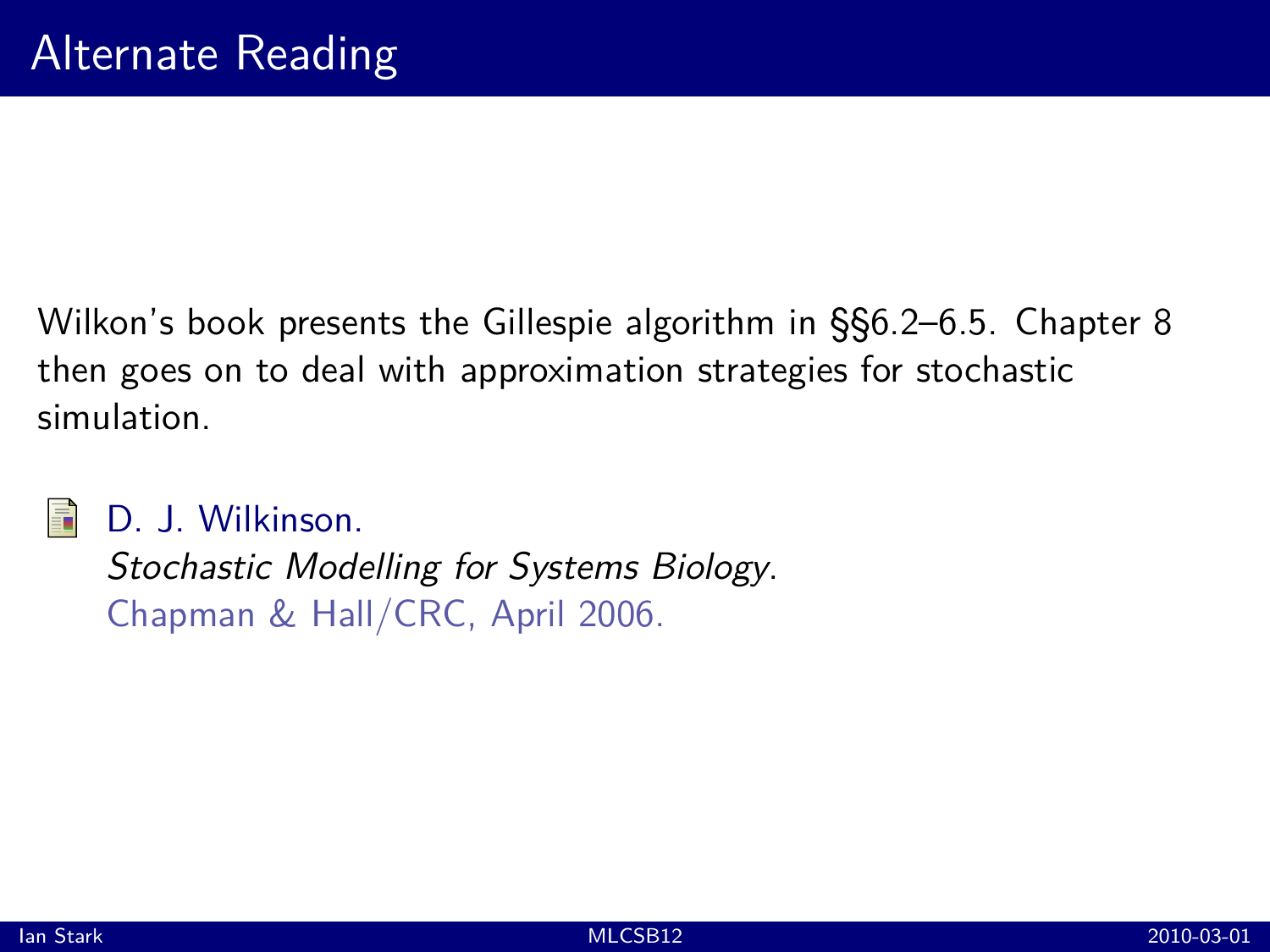# Alternate Reading

Wilkon's book presents the Gillespie algorithm in §§6.2–6.5. Chapter 8 then goes on to deal with approximation strategies for stochastic simulation.

D. J. Wilkinson.
*Stochastic Modelling for Systems Biology*.
Chapman & Hall/CRC, April 2006.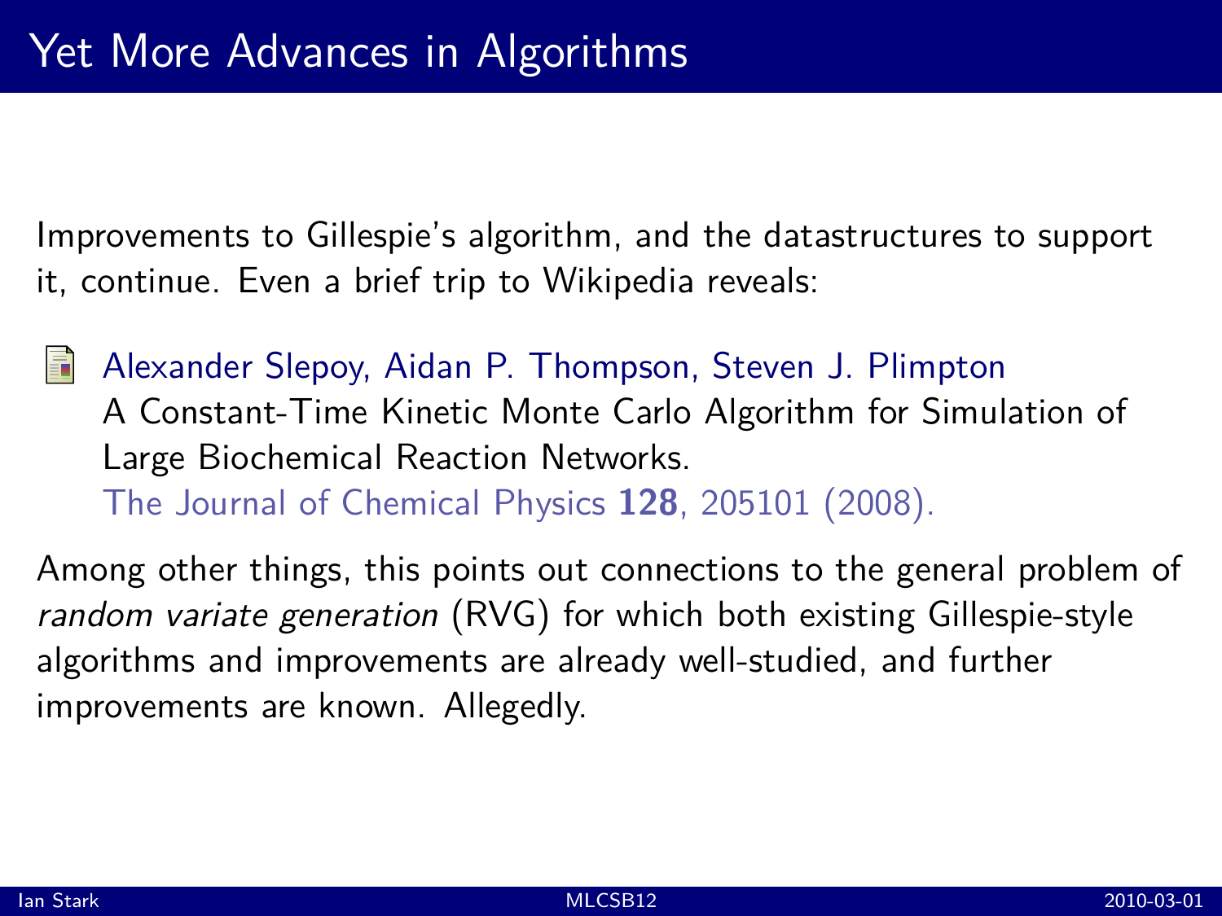# Yet More Advances in Algorithms

Improvements to Gillespie's algorithm, and the datastructures to support it, continue. Even a brief trip to Wikipedia reveals:

- Alexander Slepoy, Aidan P. Thompson, Steven J. Plimpton
  A Constant-Time Kinetic Monte Carlo Algorithm for Simulation of Large Biochemical Reaction Networks.
  The Journal of Chemical Physics **128**, 205101 (2008).

Among other things, this points out connections to the general problem of *random variate generation* (RVG) for which both existing Gillespie-style algorithms and improvements are already well-studied, and further improvements are known. Allegedly.